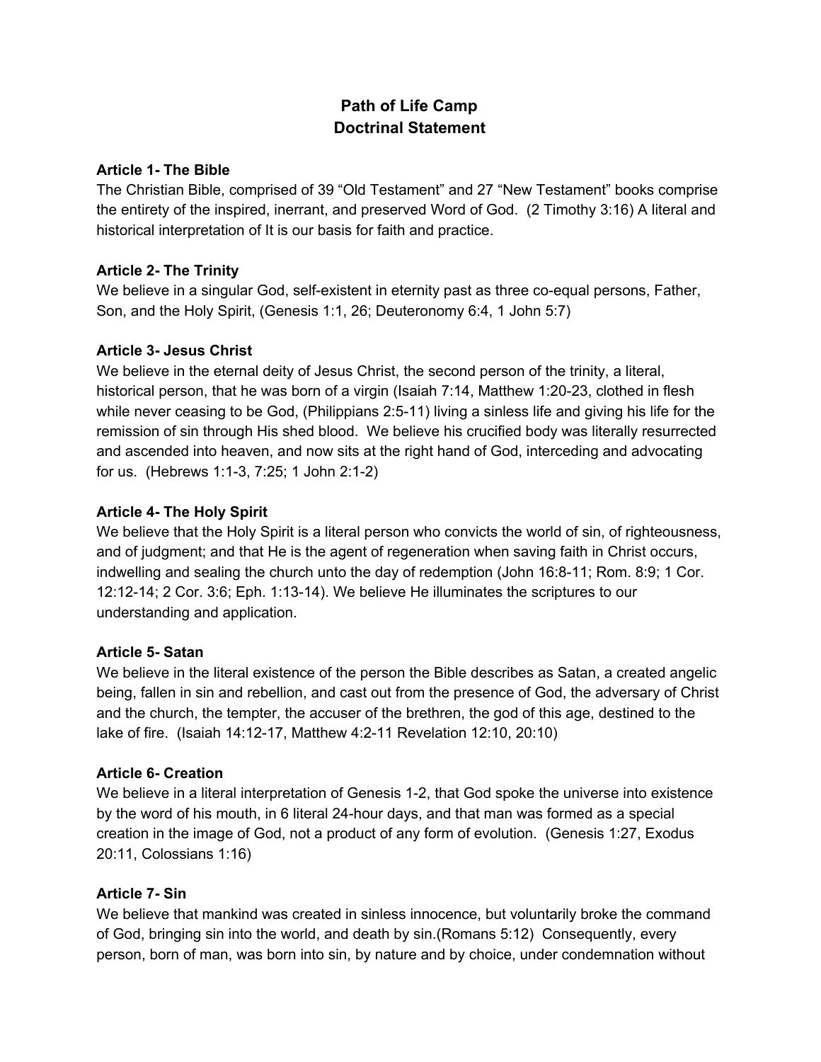# Path of Life Camp
# Doctrinal Statement

**Article 1- The Bible**
The Christian Bible, comprised of 39 "Old Testament" and 27 "New Testament" books comprise the entirety of the inspired, inerrant, and preserved Word of God. (2 Timothy 3:16) A literal and historical interpretation of It is our basis for faith and practice.

**Article 2- The Trinity**
We believe in a singular God, self-existent in eternity past as three co-equal persons, Father, Son, and the Holy Spirit, (Genesis 1:1, 26; Deuteronomy 6:4, 1 John 5:7)

**Article 3- Jesus Christ**
We believe in the eternal deity of Jesus Christ, the second person of the trinity, a literal, historical person, that he was born of a virgin (Isaiah 7:14, Matthew 1:20-23, clothed in flesh while never ceasing to be God, (Philippians 2:5-11) living a sinless life and giving his life for the remission of sin through His shed blood. We believe his crucified body was literally resurrected and ascended into heaven, and now sits at the right hand of God, interceding and advocating for us. (Hebrews 1:1-3, 7:25; 1 John 2:1-2)

**Article 4- The Holy Spirit**
We believe that the Holy Spirit is a literal person who convicts the world of sin, of righteousness, and of judgment; and that He is the agent of regeneration when saving faith in Christ occurs, indwelling and sealing the church unto the day of redemption (John 16:8-11; Rom. 8:9; 1 Cor. 12:12-14; 2 Cor. 3:6; Eph. 1:13-14). We believe He illuminates the scriptures to our understanding and application.

**Article 5- Satan**
We believe in the literal existence of the person the Bible describes as Satan, a created angelic being, fallen in sin and rebellion, and cast out from the presence of God, the adversary of Christ and the church, the tempter, the accuser of the brethren, the god of this age, destined to the lake of fire. (Isaiah 14:12-17, Matthew 4:2-11 Revelation 12:10, 20:10)

**Article 6- Creation**
We believe in a literal interpretation of Genesis 1-2, that God spoke the universe into existence by the word of his mouth, in 6 literal 24-hour days, and that man was formed as a special creation in the image of God, not a product of any form of evolution. (Genesis 1:27, Exodus 20:11, Colossians 1:16)

**Article 7- Sin**
We believe that mankind was created in sinless innocence, but voluntarily broke the command of God, bringing sin into the world, and death by sin.(Romans 5:12) Consequently, every person, born of man, was born into sin, by nature and by choice, under condemnation without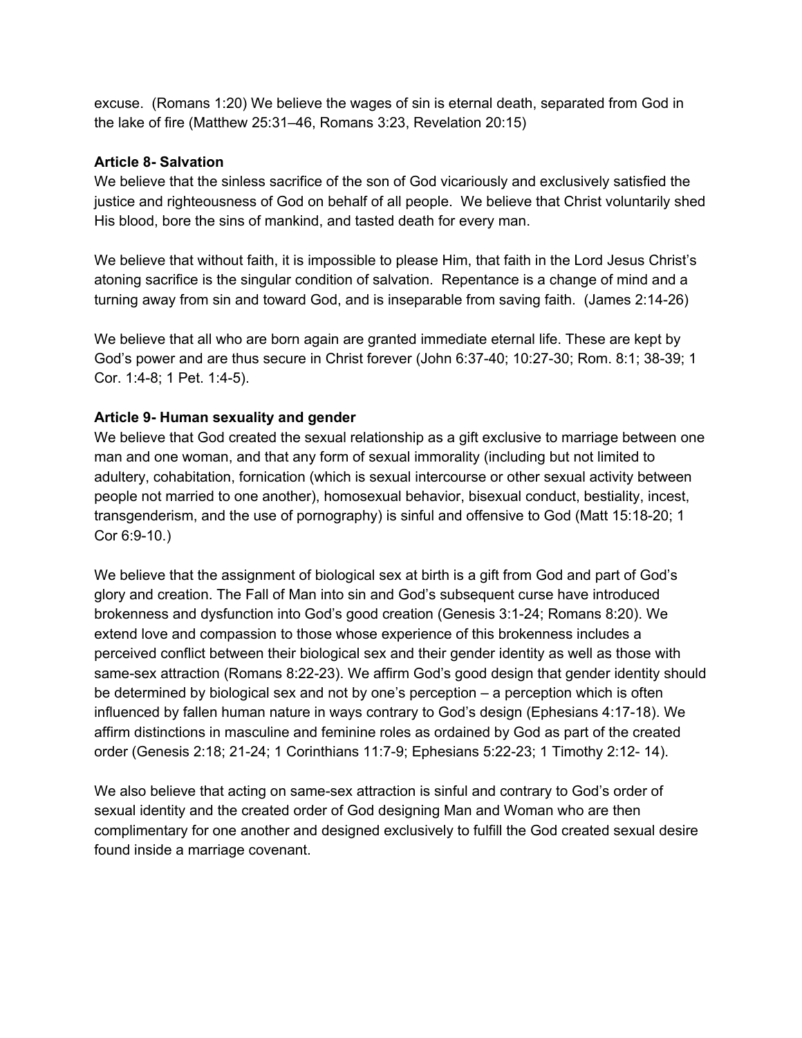excuse. (Romans 1:20) We believe the wages of sin is eternal death, separated from God in the lake of fire (Matthew 25:31–46, Romans 3:23, Revelation 20:15)

**Article 8- Salvation**

We believe that the sinless sacrifice of the son of God vicariously and exclusively satisfied the justice and righteousness of God on behalf of all people. We believe that Christ voluntarily shed His blood, bore the sins of mankind, and tasted death for every man.

We believe that without faith, it is impossible to please Him, that faith in the Lord Jesus Christ's atoning sacrifice is the singular condition of salvation. Repentance is a change of mind and a turning away from sin and toward God, and is inseparable from saving faith. (James 2:14-26)

We believe that all who are born again are granted immediate eternal life. These are kept by God's power and are thus secure in Christ forever (John 6:37-40; 10:27-30; Rom. 8:1; 38-39; 1 Cor. 1:4-8; 1 Pet. 1:4-5).

**Article 9- Human sexuality and gender**

We believe that God created the sexual relationship as a gift exclusive to marriage between one man and one woman, and that any form of sexual immorality (including but not limited to adultery, cohabitation, fornication (which is sexual intercourse or other sexual activity between people not married to one another), homosexual behavior, bisexual conduct, bestiality, incest, transgenderism, and the use of pornography) is sinful and offensive to God (Matt 15:18-20; 1 Cor 6:9-10.)

We believe that the assignment of biological sex at birth is a gift from God and part of God's glory and creation. The Fall of Man into sin and God's subsequent curse have introduced brokenness and dysfunction into God's good creation (Genesis 3:1-24; Romans 8:20). We extend love and compassion to those whose experience of this brokenness includes a perceived conflict between their biological sex and their gender identity as well as those with same-sex attraction (Romans 8:22-23). We affirm God's good design that gender identity should be determined by biological sex and not by one's perception – a perception which is often influenced by fallen human nature in ways contrary to God's design (Ephesians 4:17-18). We affirm distinctions in masculine and feminine roles as ordained by God as part of the created order (Genesis 2:18; 21-24; 1 Corinthians 11:7-9; Ephesians 5:22-23; 1 Timothy 2:12- 14).

We also believe that acting on same-sex attraction is sinful and contrary to God's order of sexual identity and the created order of God designing Man and Woman who are then complimentary for one another and designed exclusively to fulfill the God created sexual desire found inside a marriage covenant.